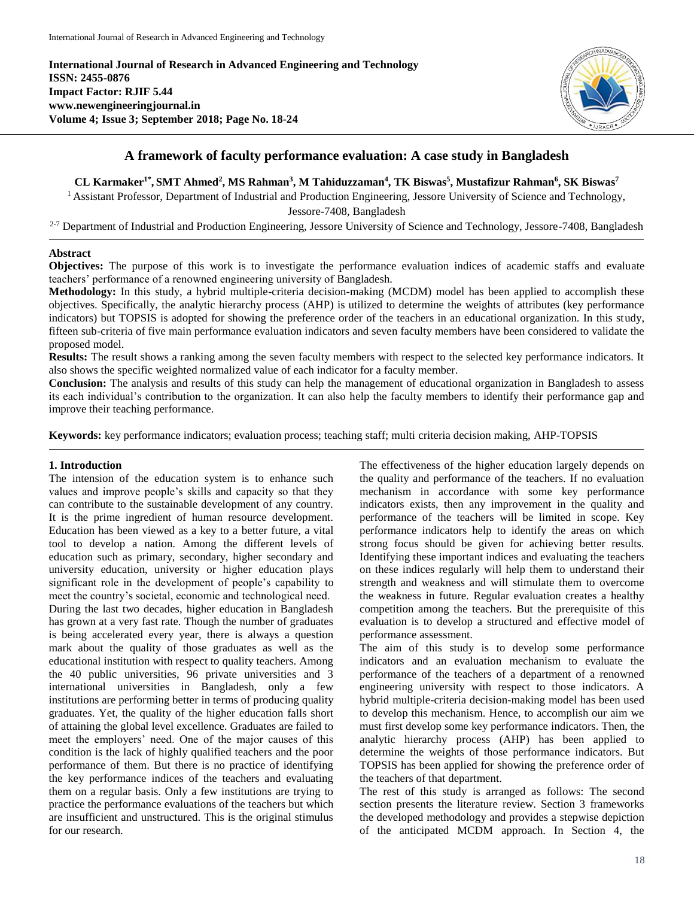**International Journal of Research in Advanced Engineering and Technology**
**ISSN: 2455-0876**
**Impact Factor: RJIF 5.44**
**www.newengineeringjournal.in**
**Volume 4; Issue 3; September 2018; Page No. 18-24**

# A framework of faculty performance evaluation: A case study in Bangladesh

**CL Karmaker[1*], SMT Ahmed[2], MS Rahman[3], M Tahiduzzaman[4], TK Biswas[5], Mustafizur Rahman[6], SK Biswas[7]**

[1] Assistant Professor, Department of Industrial and Production Engineering, Jessore University of Science and Technology, Jessore-7408, Bangladesh

[2-7] Department of Industrial and Production Engineering, Jessore University of Science and Technology, Jessore-7408, Bangladesh

## Abstract

**Objectives:** The purpose of this work is to investigate the performance evaluation indices of academic staffs and evaluate teachers' performance of a renowned engineering university of Bangladesh.

**Methodology:** In this study, a hybrid multiple-criteria decision-making (MCDM) model has been applied to accomplish these objectives. Specifically, the analytic hierarchy process (AHP) is utilized to determine the weights of attributes (key performance indicators) but TOPSIS is adopted for showing the preference order of the teachers in an educational organization. In this study, fifteen sub-criteria of five main performance evaluation indicators and seven faculty members have been considered to validate the proposed model.

**Results:** The result shows a ranking among the seven faculty members with respect to the selected key performance indicators. It also shows the specific weighted normalized value of each indicator for a faculty member.

**Conclusion:** The analysis and results of this study can help the management of educational organization in Bangladesh to assess its each individual's contribution to the organization. It can also help the faculty members to identify their performance gap and improve their teaching performance.

**Keywords:** key performance indicators; evaluation process; teaching staff; multi criteria decision making, AHP-TOPSIS

## 1. Introduction

The intension of the education system is to enhance such values and improve people's skills and capacity so that they can contribute to the sustainable development of any country. It is the prime ingredient of human resource development. Education has been viewed as a key to a better future, a vital tool to develop a nation. Among the different levels of education such as primary, secondary, higher secondary and university education, university or higher education plays significant role in the development of people's capability to meet the country's societal, economic and technological need.

During the last two decades, higher education in Bangladesh has grown at a very fast rate. Though the number of graduates is being accelerated every year, there is always a question mark about the quality of those graduates as well as the educational institution with respect to quality teachers. Among the 40 public universities, 96 private universities and 3 international universities in Bangladesh, only a few institutions are performing better in terms of producing quality graduates. Yet, the quality of the higher education falls short of attaining the global level excellence. Graduates are failed to meet the employers' need. One of the major causes of this condition is the lack of highly qualified teachers and the poor performance of them. But there is no practice of identifying the key performance indices of the teachers and evaluating them on a regular basis. Only a few institutions are trying to practice the performance evaluations of the teachers but which are insufficient and unstructured. This is the original stimulus for our research.

The effectiveness of the higher education largely depends on the quality and performance of the teachers. If no evaluation mechanism in accordance with some key performance indicators exists, then any improvement in the quality and performance of the teachers will be limited in scope. Key performance indicators help to identify the areas on which strong focus should be given for achieving better results. Identifying these important indices and evaluating the teachers on these indices regularly will help them to understand their strength and weakness and will stimulate them to overcome the weakness in future. Regular evaluation creates a healthy competition among the teachers. But the prerequisite of this evaluation is to develop a structured and effective model of performance assessment.

The aim of this study is to develop some performance indicators and an evaluation mechanism to evaluate the performance of the teachers of a department of a renowned engineering university with respect to those indicators. A hybrid multiple-criteria decision-making model has been used to develop this mechanism. Hence, to accomplish our aim we must first develop some key performance indicators. Then, the analytic hierarchy process (AHP) has been applied to determine the weights of those performance indicators. But TOPSIS has been applied for showing the preference order of the teachers of that department.

The rest of this study is arranged as follows: The second section presents the literature review. Section 3 frameworks the developed methodology and provides a stepwise depiction of the anticipated MCDM approach. In Section 4, the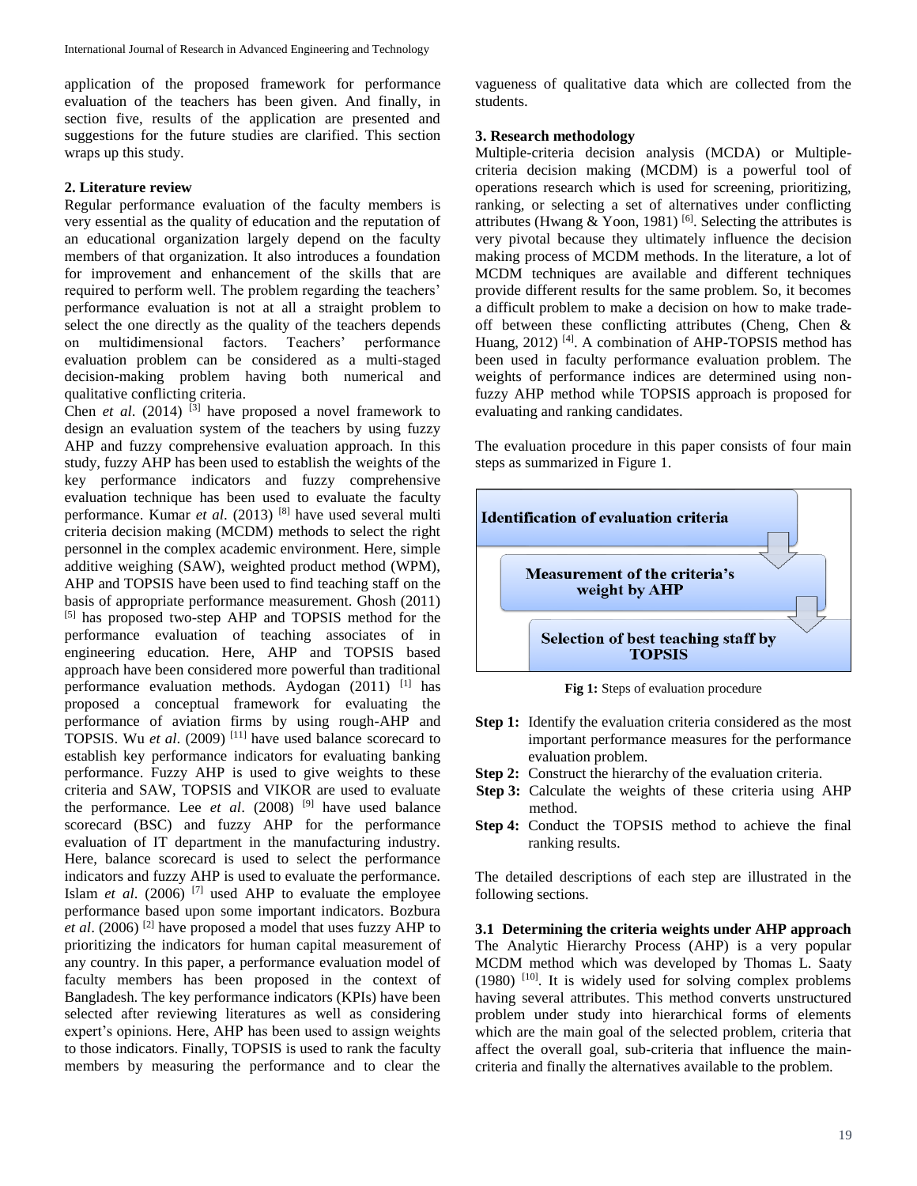application of the proposed framework for performance evaluation of the teachers has been given. And finally, in section five, results of the application are presented and suggestions for the future studies are clarified. This section wraps up this study.

## 2. Literature review

Regular performance evaluation of the faculty members is very essential as the quality of education and the reputation of an educational organization largely depend on the faculty members of that organization. It also introduces a foundation for improvement and enhancement of the skills that are required to perform well. The problem regarding the teachers' performance evaluation is not at all a straight problem to select the one directly as the quality of the teachers depends on multidimensional factors. Teachers' performance evaluation problem can be considered as a multi-staged decision-making problem having both numerical and qualitative conflicting criteria.

Chen *et al*. (2014) [3] have proposed a novel framework to design an evaluation system of the teachers by using fuzzy AHP and fuzzy comprehensive evaluation approach. In this study, fuzzy AHP has been used to establish the weights of the key performance indicators and fuzzy comprehensive evaluation technique has been used to evaluate the faculty performance. Kumar *et al*. (2013) [8] have used several multi criteria decision making (MCDM) methods to select the right personnel in the complex academic environment. Here, simple additive weighing (SAW), weighted product method (WPM), AHP and TOPSIS have been used to find teaching staff on the basis of appropriate performance measurement. Ghosh (2011) [5] has proposed two-step AHP and TOPSIS method for the performance evaluation of teaching associates of in engineering education. Here, AHP and TOPSIS based approach have been considered more powerful than traditional performance evaluation methods. Aydogan (2011) [1] has proposed a conceptual framework for evaluating the performance of aviation firms by using rough-AHP and TOPSIS. Wu *et al*. (2009) [11] have used balance scorecard to establish key performance indicators for evaluating banking performance. Fuzzy AHP is used to give weights to these criteria and SAW, TOPSIS and VIKOR are used to evaluate the performance. Lee *et al*. (2008) [9] have used balance scorecard (BSC) and fuzzy AHP for the performance evaluation of IT department in the manufacturing industry. Here, balance scorecard is used to select the performance indicators and fuzzy AHP is used to evaluate the performance. Islam *et al*. (2006) [7] used AHP to evaluate the employee performance based upon some important indicators. Bozbura *et al*. (2006) [2] have proposed a model that uses fuzzy AHP to prioritizing the indicators for human capital measurement of any country. In this paper, a performance evaluation model of faculty members has been proposed in the context of Bangladesh. The key performance indicators (KPIs) have been selected after reviewing literatures as well as considering expert's opinions. Here, AHP has been used to assign weights to those indicators. Finally, TOPSIS is used to rank the faculty members by measuring the performance and to clear the vagueness of qualitative data which are collected from the students.

## 3. Research methodology

Multiple-criteria decision analysis (MCDA) or Multiple-criteria decision making (MCDM) is a powerful tool of operations research which is used for screening, prioritizing, ranking, or selecting a set of alternatives under conflicting attributes (Hwang & Yoon, 1981) [6]. Selecting the attributes is very pivotal because they ultimately influence the decision making process of MCDM methods. In the literature, a lot of MCDM techniques are available and different techniques provide different results for the same problem. So, it becomes a difficult problem to make a decision on how to make trade-off between these conflicting attributes (Cheng, Chen & Huang, 2012) [4]. A combination of AHP-TOPSIS method has been used in faculty performance evaluation problem. The weights of performance indices are determined using non-fuzzy AHP method while TOPSIS approach is proposed for evaluating and ranking candidates.

The evaluation procedure in this paper consists of four main steps as summarized in Figure 1.

Identification of evaluation criteria

Measurement of the criteria's weight by AHP

Selection of best teaching staff by TOPSIS

**Fig 1:** Steps of evaluation procedure

- **Step 1:** Identify the evaluation criteria considered as the most important performance measures for the performance evaluation problem.
- **Step 2:** Construct the hierarchy of the evaluation criteria.
- **Step 3:** Calculate the weights of these criteria using AHP method.
- **Step 4:** Conduct the TOPSIS method to achieve the final ranking results.

The detailed descriptions of each step are illustrated in the following sections.

### 3.1 Determining the criteria weights under AHP approach

The Analytic Hierarchy Process (AHP) is a very popular MCDM method which was developed by Thomas L. Saaty (1980) [10]. It is widely used for solving complex problems having several attributes. This method converts unstructured problem under study into hierarchical forms of elements which are the main goal of the selected problem, criteria that affect the overall goal, sub-criteria that influence the main-criteria and finally the alternatives available to the problem.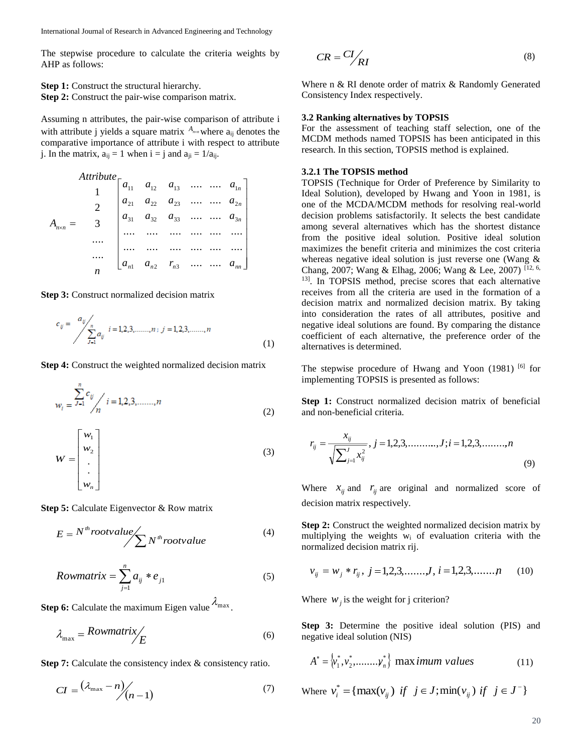The stepwise procedure to calculate the criteria weights by AHP as follows:

**Step 1:** Construct the structural hierarchy.
**Step 2:** Construct the pair-wise comparison matrix.

Assuming n attributes, the pair-wise comparison of attribute i with attribute j yields a square matrix $A_{n\times n}$ where $a_{ij}$ denotes the comparative importance of attribute i with respect to attribute j. In the matrix, $a_{ij} = 1$ when i = j and $a_{ji} = 1/a_{ij}$.

$$A_{n\times n} = \begin{array}{c} Attribute \\ 1 \\ 2 \\ 3 \\ .... \\ .... \\ n \end{array} \begin{bmatrix} a_{11} & a_{12} & a_{13} & .... & .... & a_{1n} \\ a_{21} & a_{22} & a_{23} & .... & .... & a_{2n} \\ a_{31} & a_{32} & a_{33} & .... & .... & a_{3n} \\ .... & .... & .... & .... & .... & .... \\ .... & .... & .... & .... & .... & .... \\ a_{n1} & a_{n2} & r_{n3} & .... & .... & a_{nn} \end{bmatrix}$$

**Step 3:** Construct normalized decision matrix

$$c_{ij} = a_{ij} \Big/ \sum_{J=1}^{n} a_{ij} \quad i = 1,2,3,.......,n \,;\; j = 1,2,3,.......,n \tag{1}$$

**Step 4:** Construct the weighted normalized decision matrix

$$w_i = \sum_{J=1}^{n} c_{ij} \Big/ n \quad i = 1,2,3,.......,n \tag{2}$$

$$W = \begin{bmatrix} w_1 \\ w_2 \\ . \\ . \\ w_n \end{bmatrix} \tag{3}$$

**Step 5:** Calculate Eigenvector & Row matrix

$$E = N^{th} rootvalue \Big/ \sum N^{th} rootvalue \tag{4}$$

$$Rowmatrix = \sum_{j=1}^{n} a_{ij} * e_{j1} \tag{5}$$

**Step 6:** Calculate the maximum Eigen value $\lambda_{\max}$.

$$\lambda_{\max} = Rowmatrix \Big/ E \tag{6}$$

**Step 7:** Calculate the consistency index & consistency ratio.

$$CI = (\lambda_{\max} - n) \Big/ (n-1) \tag{7}$$

$$CR = CI \Big/ RI \tag{8}$$

Where n & RI denote order of matrix & Randomly Generated Consistency Index respectively.

### 3.2 Ranking alternatives by TOPSIS

For the assessment of teaching staff selection, one of the MCDM methods named TOPSIS has been anticipated in this research. In this section, TOPSIS method is explained.

#### 3.2.1 The TOPSIS method

TOPSIS (Technique for Order of Preference by Similarity to Ideal Solution), developed by Hwang and Yoon in 1981, is one of the MCDA/MCDM methods for resolving real-world decision problems satisfactorily. It selects the best candidate among several alternatives which has the shortest distance from the positive ideal solution. Positive ideal solution maximizes the benefit criteria and minimizes the cost criteria whereas negative ideal solution is just reverse one (Wang & Chang, 2007; Wang & Elhag, 2006; Wang & Lee, 2007) [12, 6, 13]. In TOPSIS method, precise scores that each alternative receives from all the criteria are used in the formation of a decision matrix and normalized decision matrix. By taking into consideration the rates of all attributes, positive and negative ideal solutions are found. By comparing the distance coefficient of each alternative, the preference order of the alternatives is determined.

The stepwise procedure of Hwang and Yoon (1981) [6] for implementing TOPSIS is presented as follows:

**Step 1:** Construct normalized decision matrix of beneficial and non-beneficial criteria.

$$r_{ij} = \frac{x_{ij}}{\sqrt{\sum_{j=1}^{J} x_{ij}^2}}, \; j = 1,2,3,.........,J; i = 1,2,3,........,n \tag{9}$$

Where $x_{ij}$ and $r_{ij}$ are original and normalized score of decision matrix respectively.

**Step 2:** Construct the weighted normalized decision matrix by multiplying the weights $w_i$ of evaluation criteria with the normalized decision matrix rij.

$$v_{ij} = w_j * r_{ij}, \; j = 1,2,3,.......,J, \; i = 1,2,3,.......,n \tag{10}$$

Where $w_j$ is the weight for j criterion?

**Step 3:** Determine the positive ideal solution (PIS) and negative ideal solution (NIS)

$$A^* = \{v_1^*, v_2^*, ........, y_n^*\} \; \max imum \; values \tag{11}$$

Where $v_i^* = \{\max(v_{ij}) \; if \;\; j \in J; \min(v_{ij}) \; if \;\; j \in J^-\}$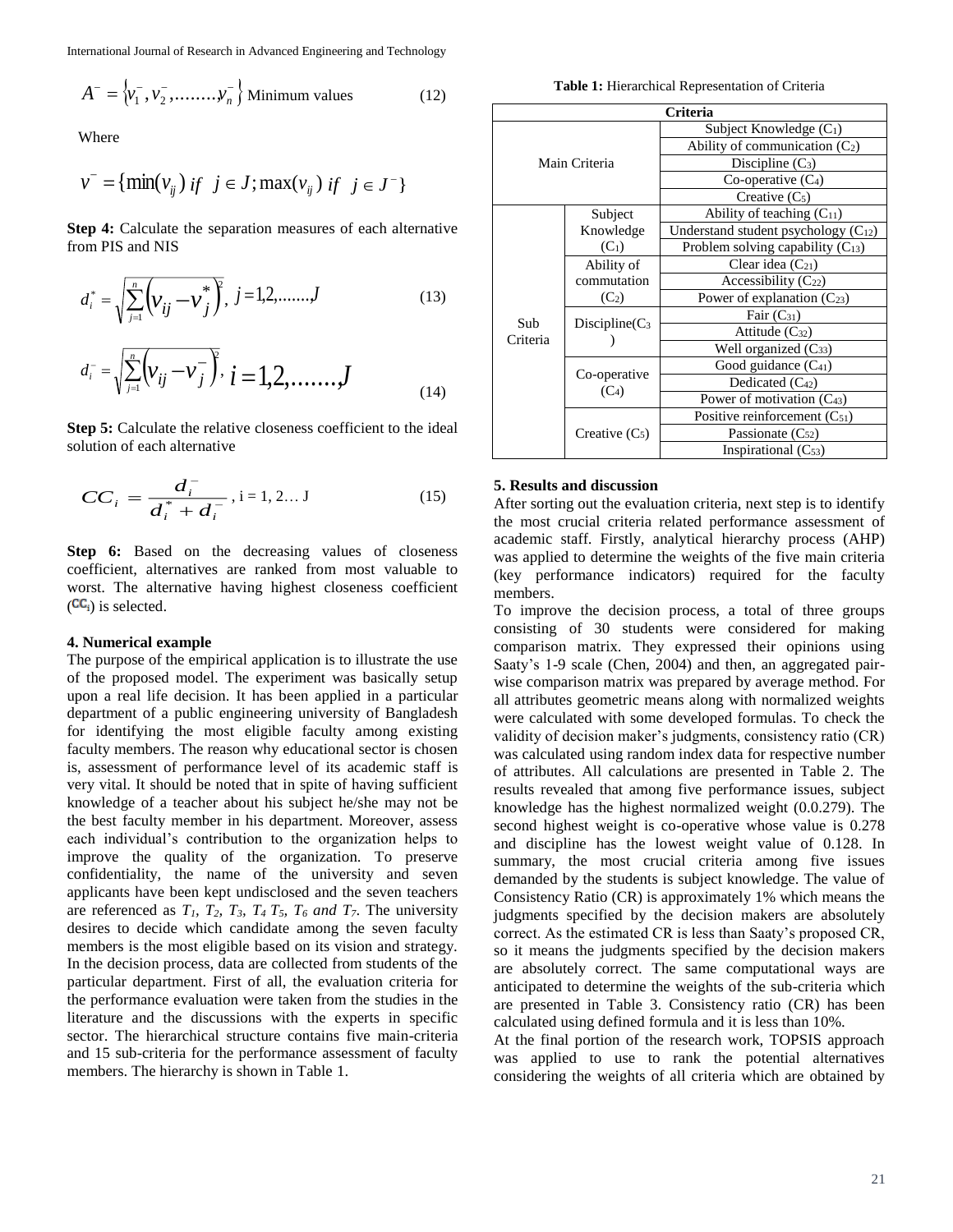$$A^{-} = \{v_1^{-}, v_2^{-}, ........ v_n^{-}\} \text{ Minimum values} \quad (12)$$

Where

$$v^{-} = \{\min(v_{ij}) \text{ if } j \in J; \max(v_{ij}) \text{ if } j \in J^{-}\}$$

**Step 4:** Calculate the separation measures of each alternative from PIS and NIS

$$d_i^{*} = \sqrt{\sum_{j=1}^{n} \left(v_{ij} - v_j^{*}\right)^2}, \; j = 1,2,.......,J \quad (13)$$

$$d_i^{-} = \sqrt{\sum_{j=1}^{n} \left(v_{ij} - v_j^{-}\right)^2}, \; i = 1,2,.......,J \quad (14)$$

**Step 5:** Calculate the relative closeness coefficient to the ideal solution of each alternative

$$CC_i = \frac{d_i^{-}}{d_i^{*} + d_i^{-}}, \text{ i = 1, 2… J} \quad (15)$$

**Step 6:** Based on the decreasing values of closeness coefficient, alternatives are ranked from most valuable to worst. The alternative having highest closeness coefficient ($CC_i$) is selected.

### 4. Numerical example

The purpose of the empirical application is to illustrate the use of the proposed model. The experiment was basically setup upon a real life decision. It has been applied in a particular department of a public engineering university of Bangladesh for identifying the most eligible faculty among existing faculty members. The reason why educational sector is chosen is, assessment of performance level of its academic staff is very vital. It should be noted that in spite of having sufficient knowledge of a teacher about his subject he/she may not be the best faculty member in his department. Moreover, assess each individual's contribution to the organization helps to improve the quality of the organization. To preserve confidentiality, the name of the university and seven applicants have been kept undisclosed and the seven teachers are referenced as *T₁, T₂, T₃, T₄ T₅, T₆ and T₇*. The university desires to decide which candidate among the seven faculty members is the most eligible based on its vision and strategy. In the decision process, data are collected from students of the particular department. First of all, the evaluation criteria for the performance evaluation were taken from the studies in the literature and the discussions with the experts in specific sector. The hierarchical structure contains five main-criteria and 15 sub-criteria for the performance assessment of faculty members. The hierarchy is shown in Table 1.

**Table 1:** Hierarchical Representation of Criteria

| Criteria | | |
|---|---|---|
| Main Criteria | | Subject Knowledge ($C_1$) |
| | | Ability of communication ($C_2$) |
| | | Discipline ($C_3$) |
| | | Co-operative ($C_4$) |
| | | Creative ($C_5$) |
| Sub Criteria | Subject Knowledge ($C_1$) | Ability of teaching ($C_{11}$) |
| | | Understand student psychology ($C_{12}$) |
| | | Problem solving capability ($C_{13}$) |
| | Ability of commutation ($C_2$) | Clear idea ($C_{21}$) |
| | | Accessibility ($C_{22}$) |
| | | Power of explanation ($C_{23}$) |
| | Discipline($C_3$) | Fair ($C_{31}$) |
| | | Attitude ($C_{32}$) |
| | | Well organized ($C_{33}$) |
| | Co-operative ($C_4$) | Good guidance ($C_{41}$) |
| | | Dedicated ($C_{42}$) |
| | | Power of motivation ($C_{43}$) |
| | Creative ($C_5$) | Positive reinforcement ($C_{51}$) |
| | | Passionate ($C_{52}$) |
| | | Inspirational ($C_{53}$) |

### 5. Results and discussion

After sorting out the evaluation criteria, next step is to identify the most crucial criteria related performance assessment of academic staff. Firstly, analytical hierarchy process (AHP) was applied to determine the weights of the five main criteria (key performance indicators) required for the faculty members.

To improve the decision process, a total of three groups consisting of 30 students were considered for making comparison matrix. They expressed their opinions using Saaty's 1-9 scale (Chen, 2004) and then, an aggregated pair-wise comparison matrix was prepared by average method. For all attributes geometric means along with normalized weights were calculated with some developed formulas. To check the validity of decision maker's judgments, consistency ratio (CR) was calculated using random index data for respective number of attributes. All calculations are presented in Table 2. The results revealed that among five performance issues, subject knowledge has the highest normalized weight (0.0.279). The second highest weight is co-operative whose value is 0.278 and discipline has the lowest weight value of 0.128. In summary, the most crucial criteria among five issues demanded by the students is subject knowledge. The value of Consistency Ratio (CR) is approximately 1% which means the judgments specified by the decision makers are absolutely correct. As the estimated CR is less than Saaty's proposed CR, so it means the judgments specified by the decision makers are absolutely correct. The same computational ways are anticipated to determine the weights of the sub-criteria which are presented in Table 3. Consistency ratio (CR) has been calculated using defined formula and it is less than 10%.

At the final portion of the research work, TOPSIS approach was applied to use to rank the potential alternatives considering the weights of all criteria which are obtained by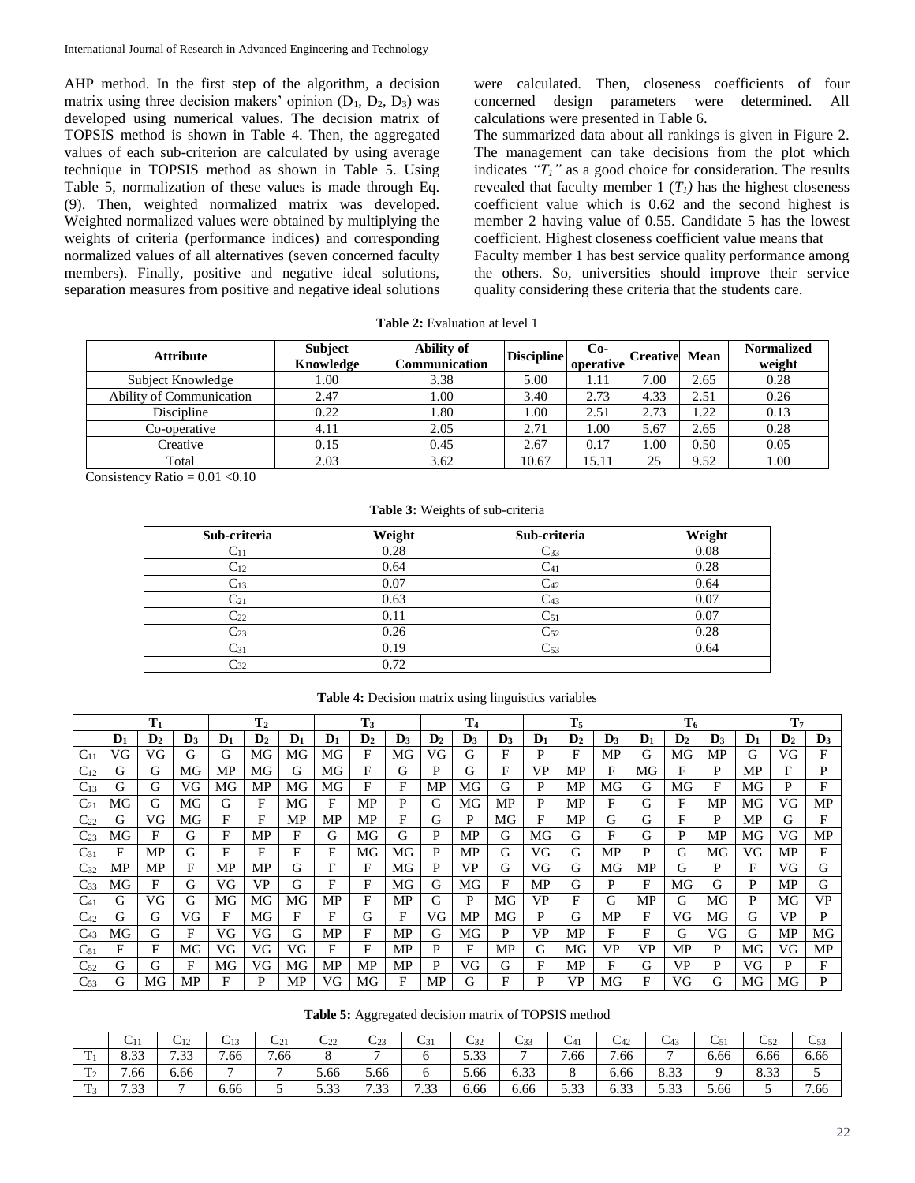AHP method. In the first step of the algorithm, a decision matrix using three decision makers' opinion ($D_1$, $D_2$, $D_3$) was developed using numerical values. The decision matrix of TOPSIS method is shown in Table 4. Then, the aggregated values of each sub-criterion are calculated by using average technique in TOPSIS method as shown in Table 5. Using Table 5, normalization of these values is made through Eq. (9). Then, weighted normalized matrix was developed. Weighted normalized values were obtained by multiplying the weights of criteria (performance indices) and corresponding normalized values of all alternatives (seven concerned faculty members). Finally, positive and negative ideal solutions, separation measures from positive and negative ideal solutions were calculated. Then, closeness coefficients of four concerned design parameters were determined. All calculations were presented in Table 6.

The summarized data about all rankings is given in Figure 2. The management can take decisions from the plot which indicates *"$T_1$"* as a good choice for consideration. The results revealed that faculty member 1 (*$T_1$*) has the highest closeness coefficient value which is 0.62 and the second highest is member 2 having value of 0.55. Candidate 5 has the lowest coefficient. Highest closeness coefficient value means that Faculty member 1 has best service quality performance among the others. So, universities should improve their service quality considering these criteria that the students care.

**Table 2:** Evaluation at level 1

| Attribute | Subject Knowledge | Ability of Communication | Discipline | Co-operative | Creative | Mean | Normalized weight |
|---|---|---|---|---|---|---|---|
| Subject Knowledge | 1.00 | 3.38 | 5.00 | 1.11 | 7.00 | 2.65 | 0.28 |
| Ability of Communication | 2.47 | 1.00 | 3.40 | 2.73 | 4.33 | 2.51 | 0.26 |
| Discipline | 0.22 | 1.80 | 1.00 | 2.51 | 2.73 | 1.22 | 0.13 |
| Co-operative | 4.11 | 2.05 | 2.71 | 1.00 | 5.67 | 2.65 | 0.28 |
| Creative | 0.15 | 0.45 | 2.67 | 0.17 | 1.00 | 0.50 | 0.05 |
| Total | 2.03 | 3.62 | 10.67 | 15.11 | 25 | 9.52 | 1.00 |

Consistency Ratio = 0.01 <0.10

**Table 3:** Weights of sub-criteria

| Sub-criteria | Weight | Sub-criteria | Weight |
|---|---|---|---|
| $C_{11}$ | 0.28 | $C_{33}$ | 0.08 |
| $C_{12}$ | 0.64 | $C_{41}$ | 0.28 |
| $C_{13}$ | 0.07 | $C_{42}$ | 0.64 |
| $C_{21}$ | 0.63 | $C_{43}$ | 0.07 |
| $C_{22}$ | 0.11 | $C_{51}$ | 0.07 |
| $C_{23}$ | 0.26 | $C_{52}$ | 0.28 |
| $C_{31}$ | 0.19 | $C_{53}$ | 0.64 |
| $C_{32}$ | 0.72 | | |

**Table 4:** Decision matrix using linguistics variables

| | $T_1$ | | | $T_2$ | | | $T_3$ | | | $T_4$ | | | $T_5$ | | | $T_6$ | | | $T_7$ | | |
|---|---|---|---|---|---|---|---|---|---|---|---|---|---|---|---|---|---|---|---|---|---|
| | $D_1$ | $D_2$ | $D_3$ | $D_1$ | $D_2$ | $D_1$ | $D_1$ | $D_2$ | $D_3$ | $D_2$ | $D_3$ | $D_3$ | $D_1$ | $D_2$ | $D_3$ | $D_1$ | $D_2$ | $D_3$ | $D_1$ | $D_2$ | $D_3$ |
| $C_{11}$ | VG | VG | G | G | MG | MG | MG | F | MG | VG | G | F | P | F | MP | G | MG | MP | G | VG | F |
| $C_{12}$ | G | G | MG | MP | MG | G | MG | F | G | P | G | F | VP | MP | F | MG | F | P | MP | F | P |
| $C_{13}$ | G | G | VG | MG | MP | MG | MG | F | F | MP | MG | G | P | MP | MG | G | MG | F | MG | P | F |
| $C_{21}$ | MG | G | MG | G | F | MG | F | MP | P | G | MG | MP | P | MP | F | G | F | MP | MG | VG | MP |
| $C_{22}$ | G | VG | MG | F | F | MP | MP | MP | F | G | P | MG | F | MP | G | G | F | P | MP | G | F |
| $C_{23}$ | MG | F | G | F | MP | F | G | MG | G | P | MP | G | MG | G | F | G | P | MP | MG | VG | MP |
| $C_{31}$ | F | MP | G | F | F | F | F | MG | MG | P | MP | G | VG | G | MP | P | G | MG | VG | MP | F |
| $C_{32}$ | MP | MP | F | MP | MP | G | F | F | MG | P | VP | G | VG | G | MG | MP | G | P | F | VG | G |
| $C_{33}$ | MG | F | G | VG | VP | G | F | F | MG | G | MG | F | MP | G | P | F | MG | G | P | MP | G |
| $C_{41}$ | G | VG | G | MG | MG | MG | MP | F | MP | G | P | MG | VP | F | G | MP | G | MG | P | MG | VP |
| $C_{42}$ | G | G | VG | F | MG | F | F | G | F | VG | MP | MG | P | G | MP | F | VG | MG | G | VP | P |
| $C_{43}$ | MG | G | F | VG | VG | G | MP | F | MP | G | MG | P | VP | MP | F | F | G | VG | G | MP | MG |
| $C_{51}$ | F | F | MG | VG | VG | VG | F | F | MP | P | F | MP | G | MG | VP | VP | MP | P | MG | VG | MP |
| $C_{52}$ | G | G | F | MG | VG | MG | MP | MP | MP | P | VG | G | F | MP | F | G | VP | P | VG | P | F |
| $C_{53}$ | G | MG | MP | F | P | MP | VG | MG | F | MP | G | F | P | VP | MG | F | VG | G | MG | MG | P |

**Table 5:** Aggregated decision matrix of TOPSIS method

| | $C_{11}$ | $C_{12}$ | $C_{13}$ | $C_{21}$ | $C_{22}$ | $C_{23}$ | $C_{31}$ | $C_{32}$ | $C_{33}$ | $C_{41}$ | $C_{42}$ | $C_{43}$ | $C_{51}$ | $C_{52}$ | $C_{53}$ |
|---|---|---|---|---|---|---|---|---|---|---|---|---|---|---|---|
| $T_1$ | 8.33 | 7.33 | 7.66 | 7.66 | 8 | 7 | 6 | 5.33 | 7 | 7.66 | 7.66 | 7 | 6.66 | 6.66 | 6.66 |
| $T_2$ | 7.66 | 6.66 | 7 | 7 | 5.66 | 5.66 | 6 | 5.66 | 6.33 | 8 | 6.66 | 8.33 | 9 | 8.33 | 5 |
| $T_3$ | 7.33 | 7 | 6.66 | 5 | 5.33 | 7.33 | 7.33 | 6.66 | 6.66 | 5.33 | 6.33 | 5.33 | 5.66 | 5 | 7.66 |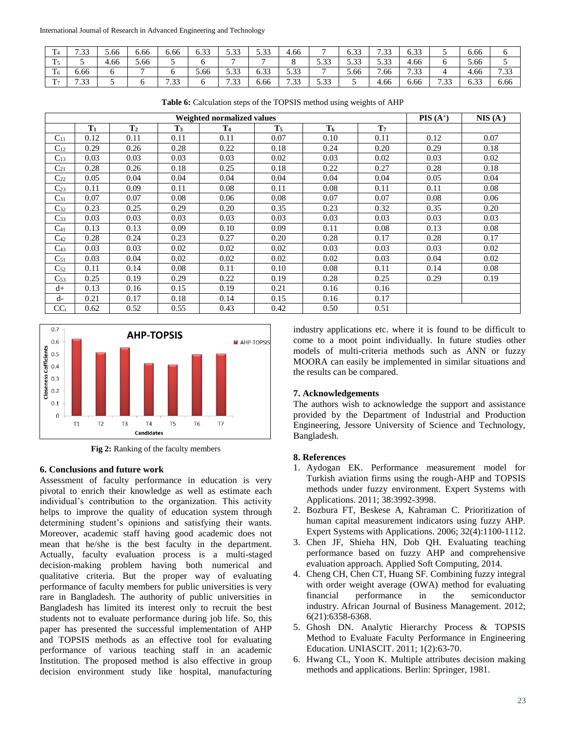| $T_4$ | 7.33 | 5.66 | 6.66 | 6.66 | 6.33 | 5.33 | 5.33 | 4.66 | 7 | 6.33 | 7.33 | 6.33 | 5 | 6.66 | 6 |
|---|---|---|---|---|---|---|---|---|---|---|---|---|---|---|---|
| $T_5$ | 5 | 4.66 | 5.66 | 5 | 6 | 7 | 7 | 8 | 5.33 | 5.33 | 5.33 | 4.66 | 6 | 5.66 | 5 |
| $T_6$ | 6.66 | 6 | 7 | 6 | 5.66 | 5.33 | 6.33 | 5.33 | 7 | 5.66 | 7.66 | 7.33 | 4 | 4.66 | 7.33 |
| $T_7$ | 7.33 | 5 | 6 | 7.33 | 6 | 7.33 | 6.66 | 7.33 | 5.33 | 5 | 4.66 | 6.66 | 7.33 | 6.33 | 6.66 |

**Table 6:** Calculation steps of the TOPSIS method using weights of AHP

| Weighted normalized values | | | | | | | | PIS ($A^+$) | NIS ($A^-$) |
|---|---|---|---|---|---|---|---|---|---|
| | $T_1$ | $T_2$ | $T_3$ | $T_4$ | $T_5$ | $T_6$ | $T_7$ | | |
| $C_{11}$ | 0.12 | 0.11 | 0.11 | 0.11 | 0.07 | 0.10 | 0.11 | 0.12 | 0.07 |
| $C_{12}$ | 0.29 | 0.26 | 0.28 | 0.22 | 0.18 | 0.24 | 0.20 | 0.29 | 0.18 |
| $C_{13}$ | 0.03 | 0.03 | 0.03 | 0.03 | 0.02 | 0.03 | 0.02 | 0.03 | 0.02 |
| $C_{21}$ | 0.28 | 0.26 | 0.18 | 0.25 | 0.18 | 0.22 | 0.27 | 0.28 | 0.18 |
| $C_{22}$ | 0.05 | 0.04 | 0.04 | 0.04 | 0.04 | 0.04 | 0.04 | 0.05 | 0.04 |
| $C_{23}$ | 0.11 | 0.09 | 0.11 | 0.08 | 0.11 | 0.08 | 0.11 | 0.11 | 0.08 |
| $C_{31}$ | 0.07 | 0.07 | 0.08 | 0.06 | 0.08 | 0.07 | 0.07 | 0.08 | 0.06 |
| $C_{32}$ | 0.23 | 0.25 | 0.29 | 0.20 | 0.35 | 0.23 | 0.32 | 0.35 | 0.20 |
| $C_{33}$ | 0.03 | 0.03 | 0.03 | 0.03 | 0.03 | 0.03 | 0.03 | 0.03 | 0.03 |
| $C_{41}$ | 0.13 | 0.13 | 0.09 | 0.10 | 0.09 | 0.11 | 0.08 | 0.13 | 0.08 |
| $C_{42}$ | 0.28 | 0.24 | 0.23 | 0.27 | 0.20 | 0.28 | 0.17 | 0.28 | 0.17 |
| $C_{43}$ | 0.03 | 0.03 | 0.02 | 0.02 | 0.02 | 0.03 | 0.03 | 0.03 | 0.02 |
| $C_{51}$ | 0.03 | 0.04 | 0.02 | 0.02 | 0.02 | 0.02 | 0.03 | 0.04 | 0.02 |
| $C_{52}$ | 0.11 | 0.14 | 0.08 | 0.11 | 0.10 | 0.08 | 0.11 | 0.14 | 0.08 |
| $C_{53}$ | 0.25 | 0.19 | 0.29 | 0.22 | 0.19 | 0.28 | 0.25 | 0.29 | 0.19 |
| d+ | 0.13 | 0.16 | 0.15 | 0.19 | 0.21 | 0.16 | 0.16 | | |
| d- | 0.21 | 0.17 | 0.18 | 0.14 | 0.15 | 0.16 | 0.17 | | |
| $CC_i$ | 0.62 | 0.52 | 0.55 | 0.43 | 0.42 | 0.50 | 0.51 | | |

**Fig 2:** Ranking of the faculty members

## 6. Conclusions and future work

Assessment of faculty performance in education is very pivotal to enrich their knowledge as well as estimate each individual's contribution to the organization. This activity helps to improve the quality of education system through determining student's opinions and satisfying their wants. Moreover, academic staff having good academic does not mean that he/she is the best faculty in the department. Actually, faculty evaluation process is a multi-staged decision-making problem having both numerical and qualitative criteria. But the proper way of evaluating performance of faculty members for public universities is very rare in Bangladesh. The authority of public universities in Bangladesh has limited its interest only to recruit the best students not to evaluate performance during job life. So, this paper has presented the successful implementation of AHP and TOPSIS methods as an effective tool for evaluating performance of various teaching staff in an academic Institution. The proposed method is also effective in group decision environment study like hospital, manufacturing industry applications etc. where it is found to be difficult to come to a moot point individually. In future studies other models of multi-criteria methods such as ANN or fuzzy MOORA can easily be implemented in similar situations and the results can be compared.

## 7. Acknowledgements

The authors wish to acknowledge the support and assistance provided by the Department of Industrial and Production Engineering, Jessore University of Science and Technology, Bangladesh.

## 8. References

1. Aydogan EK. Performance measurement model for Turkish aviation firms using the rough-AHP and TOPSIS methods under fuzzy environment. Expert Systems with Applications. 2011; 38:3992-3998.
2. Bozbura FT, Beskese A, Kahraman C. Prioritization of human capital measurement indicators using fuzzy AHP. Expert Systems with Applications. 2006; 32(4):1100-1112.
3. Chen JF, Shieha HN, Dob QH. Evaluating teaching performance based on fuzzy AHP and comprehensive evaluation approach. Applied Soft Computing, 2014.
4. Cheng CH, Chen CT, Huang SF. Combining fuzzy integral with order weight average (OWA) method for evaluating financial performance in the semiconductor industry. African Journal of Business Management. 2012; 6(21):6358-6368.
5. Ghosh DN. Analytic Hierarchy Process & TOPSIS Method to Evaluate Faculty Performance in Engineering Education. UNIASCIT. 2011; 1(2):63-70.
6. Hwang CL, Yoon K. Multiple attributes decision making methods and applications. Berlin: Springer, 1981.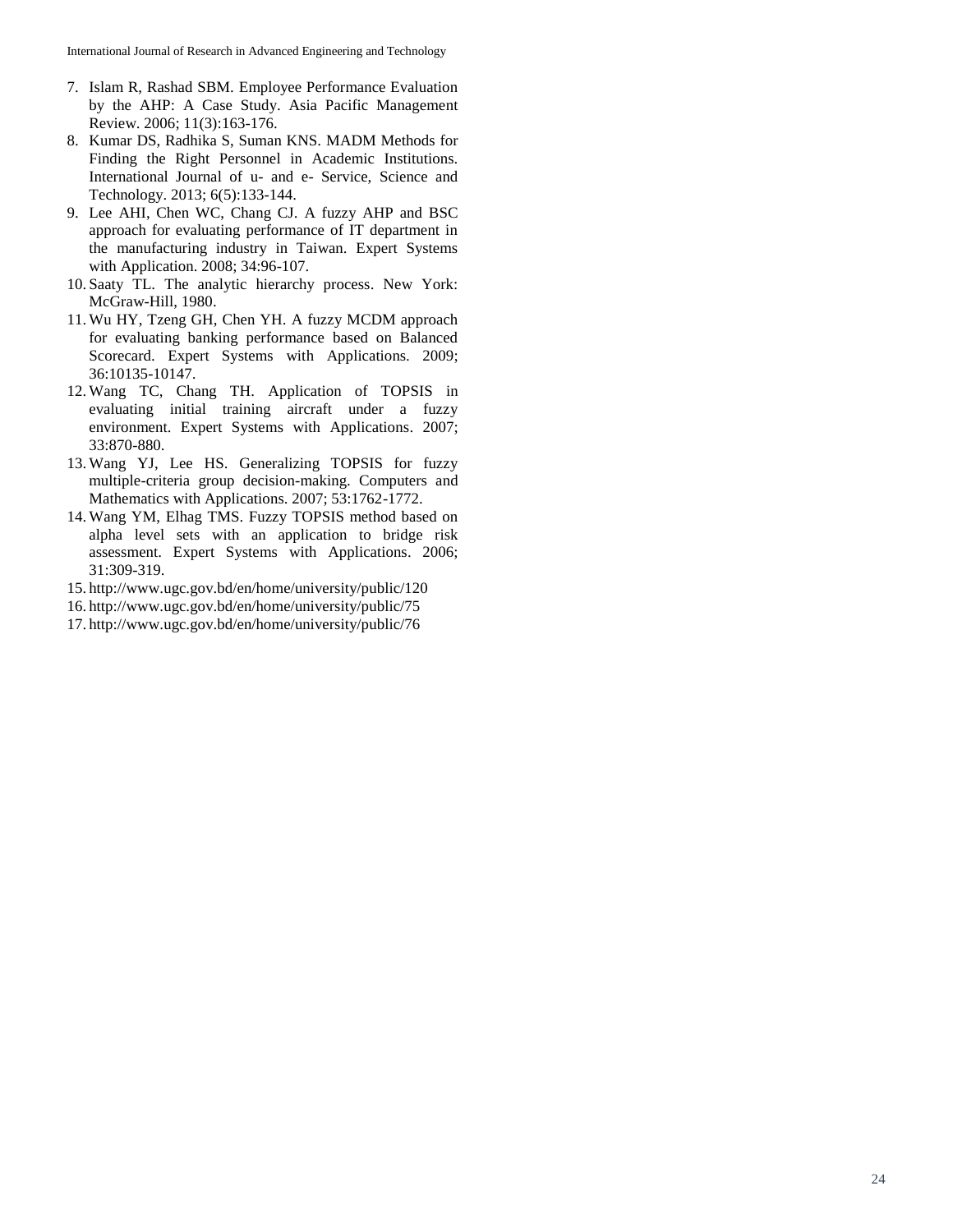7. Islam R, Rashad SBM. Employee Performance Evaluation by the AHP: A Case Study. Asia Pacific Management Review. 2006; 11(3):163-176.
8. Kumar DS, Radhika S, Suman KNS. MADM Methods for Finding the Right Personnel in Academic Institutions. International Journal of u- and e- Service, Science and Technology. 2013; 6(5):133-144.
9. Lee AHI, Chen WC, Chang CJ. A fuzzy AHP and BSC approach for evaluating performance of IT department in the manufacturing industry in Taiwan. Expert Systems with Application. 2008; 34:96-107.
10. Saaty TL. The analytic hierarchy process. New York: McGraw-Hill, 1980.
11. Wu HY, Tzeng GH, Chen YH. A fuzzy MCDM approach for evaluating banking performance based on Balanced Scorecard. Expert Systems with Applications. 2009; 36:10135-10147.
12. Wang TC, Chang TH. Application of TOPSIS in evaluating initial training aircraft under a fuzzy environment. Expert Systems with Applications. 2007; 33:870-880.
13. Wang YJ, Lee HS. Generalizing TOPSIS for fuzzy multiple-criteria group decision-making. Computers and Mathematics with Applications. 2007; 53:1762-1772.
14. Wang YM, Elhag TMS. Fuzzy TOPSIS method based on alpha level sets with an application to bridge risk assessment. Expert Systems with Applications. 2006; 31:309-319.
15. http://www.ugc.gov.bd/en/home/university/public/120
16. http://www.ugc.gov.bd/en/home/university/public/75
17. http://www.ugc.gov.bd/en/home/university/public/76